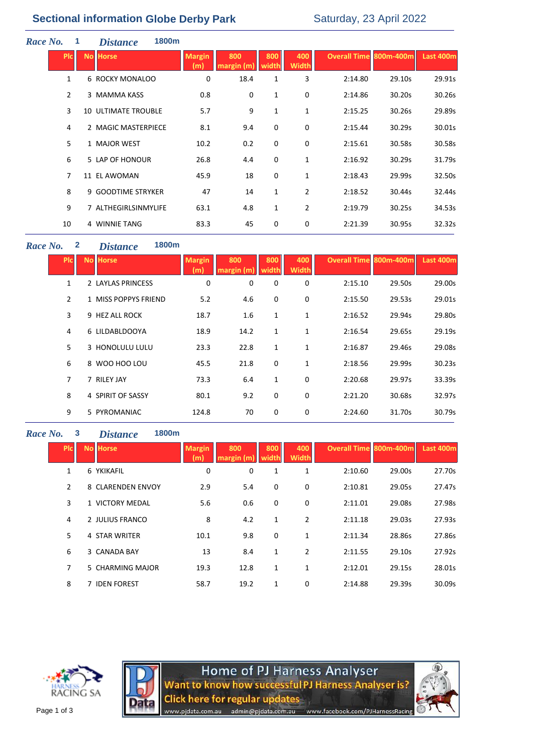# Sectional information Globe Derby Park

Saturday, 23 April 2022

***Race No.*** **1** ***Distance*** **1800m**

| Plc | No | Horse | Margin (m) | 800 margin (m) | 800 width | 400 Width | Overall Time | 800m-400m | Last 400m |
|---|---|---|---|---|---|---|---|---|---|
| 1 | 6 | ROCKY MONALOO | 0 | 18.4 | 1 | 3 | 2:14.80 | 29.10s | 29.91s |
| 2 | 3 | MAMMA KASS | 0.8 | 0 | 1 | 0 | 2:14.86 | 30.20s | 30.26s |
| 3 | 10 | ULTIMATE TROUBLE | 5.7 | 9 | 1 | 1 | 2:15.25 | 30.26s | 29.89s |
| 4 | 2 | MAGIC MASTERPIECE | 8.1 | 9.4 | 0 | 0 | 2:15.44 | 30.29s | 30.01s |
| 5 | 1 | MAJOR WEST | 10.2 | 0.2 | 0 | 0 | 2:15.61 | 30.58s | 30.58s |
| 6 | 5 | LAP OF HONOUR | 26.8 | 4.4 | 0 | 1 | 2:16.92 | 30.29s | 31.79s |
| 7 | 11 | EL AWOMAN | 45.9 | 18 | 0 | 1 | 2:18.43 | 29.99s | 32.50s |
| 8 | 9 | GOODTIME STRYKER | 47 | 14 | 1 | 2 | 2:18.52 | 30.44s | 32.44s |
| 9 | 7 | ALTHEGIRLSINMYLIFE | 63.1 | 4.8 | 1 | 2 | 2:19.79 | 30.25s | 34.53s |
| 10 | 4 | WINNIE TANG | 83.3 | 45 | 0 | 0 | 2:21.39 | 30.95s | 32.32s |

***Race No.*** **2** ***Distance*** **1800m**

| Plc | No | Horse | Margin (m) | 800 margin (m) | 800 width | 400 Width | Overall Time | 800m-400m | Last 400m |
|---|---|---|---|---|---|---|---|---|---|
| 1 | 2 | LAYLAS PRINCESS | 0 | 0 | 0 | 0 | 2:15.10 | 29.50s | 29.00s |
| 2 | 1 | MISS POPPYS FRIEND | 5.2 | 4.6 | 0 | 0 | 2:15.50 | 29.53s | 29.01s |
| 3 | 9 | HEZ ALL ROCK | 18.7 | 1.6 | 1 | 1 | 2:16.52 | 29.94s | 29.80s |
| 4 | 6 | LILDABLDOOYA | 18.9 | 14.2 | 1 | 1 | 2:16.54 | 29.65s | 29.19s |
| 5 | 3 | HONOLULU LULU | 23.3 | 22.8 | 1 | 1 | 2:16.87 | 29.46s | 29.08s |
| 6 | 8 | WOO HOO LOU | 45.5 | 21.8 | 0 | 1 | 2:18.56 | 29.99s | 30.23s |
| 7 | 7 | RILEY JAY | 73.3 | 6.4 | 1 | 0 | 2:20.68 | 29.97s | 33.39s |
| 8 | 4 | SPIRIT OF SASSY | 80.1 | 9.2 | 0 | 0 | 2:21.20 | 30.68s | 32.97s |
| 9 | 5 | PYROMANIAC | 124.8 | 70 | 0 | 0 | 2:24.60 | 31.70s | 30.79s |

***Race No.*** **3** ***Distance*** **1800m**

| Plc | No | Horse | Margin (m) | 800 margin (m) | 800 width | 400 Width | Overall Time | 800m-400m | Last 400m |
|---|---|---|---|---|---|---|---|---|---|
| 1 | 6 | YKIKAFIL | 0 | 0 | 1 | 1 | 2:10.60 | 29.00s | 27.70s |
| 2 | 8 | CLARENDEN ENVOY | 2.9 | 5.4 | 0 | 0 | 2:10.81 | 29.05s | 27.47s |
| 3 | 1 | VICTORY MEDAL | 5.6 | 0.6 | 0 | 0 | 2:11.01 | 29.08s | 27.98s |
| 4 | 2 | JULIUS FRANCO | 8 | 4.2 | 1 | 2 | 2:11.18 | 29.03s | 27.93s |
| 5 | 4 | STAR WRITER | 10.1 | 9.8 | 0 | 1 | 2:11.34 | 28.86s | 27.86s |
| 6 | 3 | CANADA BAY | 13 | 8.4 | 1 | 2 | 2:11.55 | 29.10s | 27.92s |
| 7 | 5 | CHARMING MAJOR | 19.3 | 12.8 | 1 | 1 | 2:12.01 | 29.15s | 28.01s |
| 8 | 7 | IDEN FOREST | 58.7 | 19.2 | 1 | 0 | 2:14.88 | 29.39s | 30.09s |

HARNESS RACING SA

Home of PJ Harness Analyser
Want to know how successful PJ Harness Analyser is?
Click here for regular updates
www.pjdata.com.au admin@pjdata.com.au www.facebook.com/PJHarnessRacing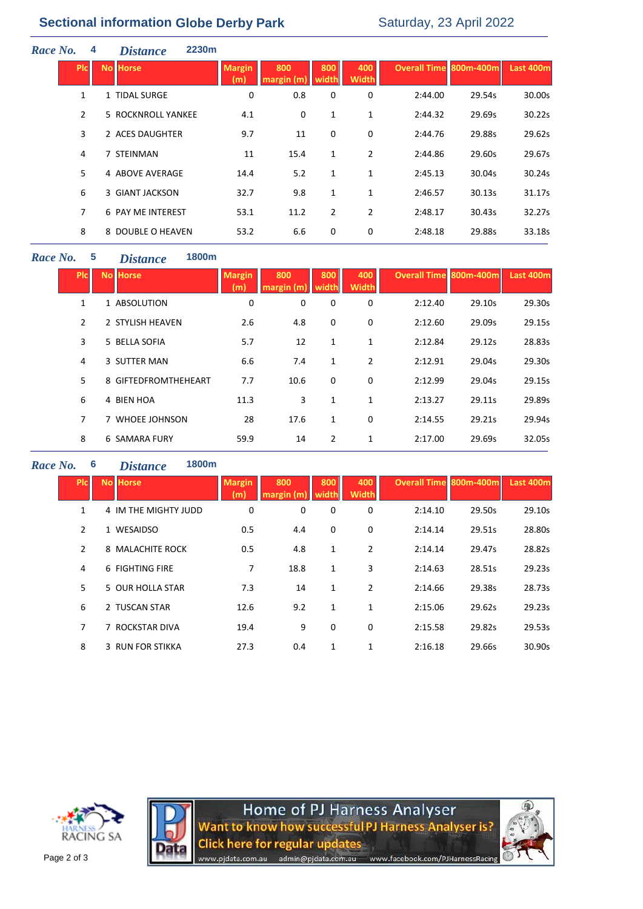# Sectional information Globe Derby Park

Saturday, 23 April 2022

## Race No. 4 Distance 2230m

| Plc | No | Horse | Margin (m) | 800 margin (m) | 800 width | 400 Width | Overall Time | 800m-400m | Last 400m |
|---|---|---|---|---|---|---|---|---|---|
| 1 | 1 | TIDAL SURGE | 0 | 0.8 | 0 | 0 | 2:44.00 | 29.54s | 30.00s |
| 2 | 5 | ROCKNROLL YANKEE | 4.1 | 0 | 1 | 1 | 2:44.32 | 29.69s | 30.22s |
| 3 | 2 | ACES DAUGHTER | 9.7 | 11 | 0 | 0 | 2:44.76 | 29.88s | 29.62s |
| 4 | 7 | STEINMAN | 11 | 15.4 | 1 | 2 | 2:44.86 | 29.60s | 29.67s |
| 5 | 4 | ABOVE AVERAGE | 14.4 | 5.2 | 1 | 1 | 2:45.13 | 30.04s | 30.24s |
| 6 | 3 | GIANT JACKSON | 32.7 | 9.8 | 1 | 1 | 2:46.57 | 30.13s | 31.17s |
| 7 | 6 | PAY ME INTEREST | 53.1 | 11.2 | 2 | 2 | 2:48.17 | 30.43s | 32.27s |
| 8 | 8 | DOUBLE O HEAVEN | 53.2 | 6.6 | 0 | 0 | 2:48.18 | 29.88s | 33.18s |

## Race No. 5 Distance 1800m

| Plc | No | Horse | Margin (m) | 800 margin (m) | 800 width | 400 Width | Overall Time | 800m-400m | Last 400m |
|---|---|---|---|---|---|---|---|---|---|
| 1 | 1 | ABSOLUTION | 0 | 0 | 0 | 0 | 2:12.40 | 29.10s | 29.30s |
| 2 | 2 | STYLISH HEAVEN | 2.6 | 4.8 | 0 | 0 | 2:12.60 | 29.09s | 29.15s |
| 3 | 5 | BELLA SOFIA | 5.7 | 12 | 1 | 1 | 2:12.84 | 29.12s | 28.83s |
| 4 | 3 | SUTTER MAN | 6.6 | 7.4 | 1 | 2 | 2:12.91 | 29.04s | 29.30s |
| 5 | 8 | GIFTEDFROMTHEHEART | 7.7 | 10.6 | 0 | 0 | 2:12.99 | 29.04s | 29.15s |
| 6 | 4 | BIEN HOA | 11.3 | 3 | 1 | 1 | 2:13.27 | 29.11s | 29.89s |
| 7 | 7 | WHOEE JOHNSON | 28 | 17.6 | 1 | 0 | 2:14.55 | 29.21s | 29.94s |
| 8 | 6 | SAMARA FURY | 59.9 | 14 | 2 | 1 | 2:17.00 | 29.69s | 32.05s |

## Race No. 6 Distance 1800m

| Plc | No | Horse | Margin (m) | 800 margin (m) | 800 width | 400 Width | Overall Time | 800m-400m | Last 400m |
|---|---|---|---|---|---|---|---|---|---|
| 1 | 4 | IM THE MIGHTY JUDD | 0 | 0 | 0 | 0 | 2:14.10 | 29.50s | 29.10s |
| 2 | 1 | WESAIDSO | 0.5 | 4.4 | 0 | 0 | 2:14.14 | 29.51s | 28.80s |
| 2 | 8 | MALACHITE ROCK | 0.5 | 4.8 | 1 | 2 | 2:14.14 | 29.47s | 28.82s |
| 4 | 6 | FIGHTING FIRE | 7 | 18.8 | 1 | 3 | 2:14.63 | 28.51s | 29.23s |
| 5 | 5 | OUR HOLLA STAR | 7.3 | 14 | 1 | 2 | 2:14.66 | 29.38s | 28.73s |
| 6 | 2 | TUSCAN STAR | 12.6 | 9.2 | 1 | 1 | 2:15.06 | 29.62s | 29.23s |
| 7 | 7 | ROCKSTAR DIVA | 19.4 | 9 | 0 | 0 | 2:15.58 | 29.82s | 29.53s |
| 8 | 3 | RUN FOR STIKKA | 27.3 | 0.4 | 1 | 1 | 2:16.18 | 29.66s | 30.90s |

HARNESS RACING SA

Home of PJ Harness Analyser
Want to know how successful PJ Harness Analyser is?
Click here for regular updates
www.pjdata.com.au admin@pjdata.com.au www.facebook.com/PJHarnessRacing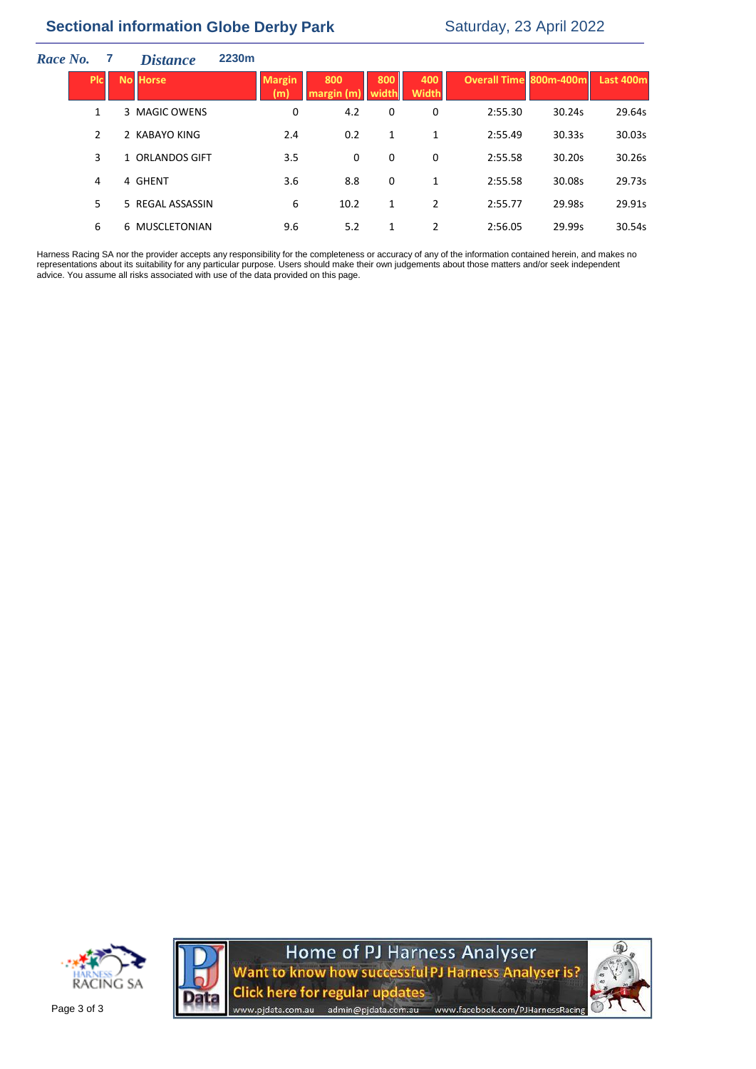## Sectional information Globe Derby Park

Saturday, 23 April 2022

***Race No.*** **7** ***Distance*** **2230m**

| Plc | No | Horse | Margin (m) | 800 margin (m) | 800 width | 400 Width | Overall Time | 800m-400m | Last 400m |
|---|---|---|---|---|---|---|---|---|---|
| 1 | 3 | MAGIC OWENS | 0 | 4.2 | 0 | 0 | 2:55.30 | 30.24s | 29.64s |
| 2 | 2 | KABAYO KING | 2.4 | 0.2 | 1 | 1 | 2:55.49 | 30.33s | 30.03s |
| 3 | 1 | ORLANDOS GIFT | 3.5 | 0 | 0 | 0 | 2:55.58 | 30.20s | 30.26s |
| 4 | 4 | GHENT | 3.6 | 8.8 | 0 | 1 | 2:55.58 | 30.08s | 29.73s |
| 5 | 5 | REGAL ASSASSIN | 6 | 10.2 | 1 | 2 | 2:55.77 | 29.98s | 29.91s |
| 6 | 6 | MUSCLETONIAN | 9.6 | 5.2 | 1 | 2 | 2:56.05 | 29.99s | 30.54s |

Harness Racing SA nor the provider accepts any responsibility for the completeness or accuracy of any of the information contained herein, and makes no representations about its suitability for any particular purpose. Users should make their own judgements about those matters and/or seek independent advice. You assume all risks associated with use of the data provided on this page.

HARNESS RACING SA

Home of PJ Harness Analyser
Want to know how successful PJ Harness Analyser is?
Click here for regular updates
www.pjdata.com.au admin@pjdata.com.au www.facebook.com/PJHarnessRacing